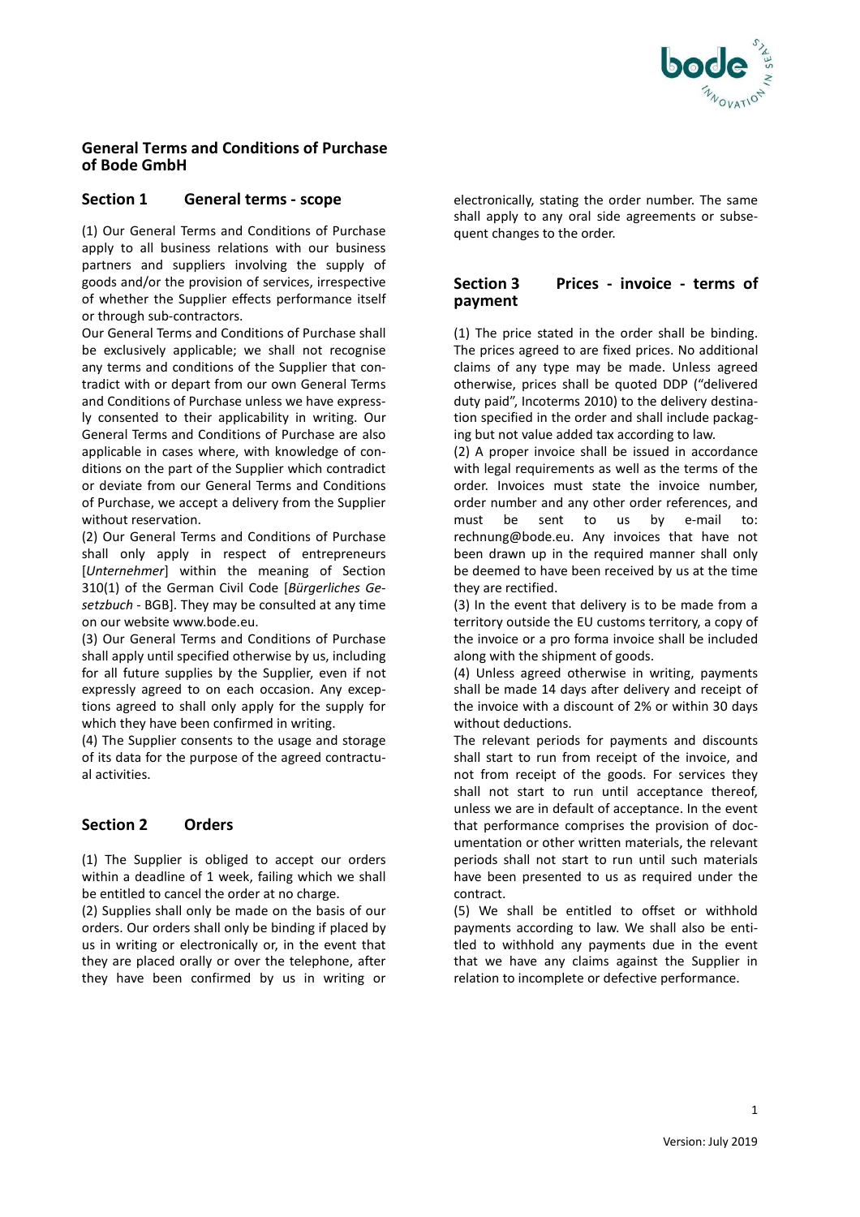# General Terms and Conditions of Purchase of Bode GmbH

## Section 1 General terms - scope

(1) Our General Terms and Conditions of Purchase apply to all business relations with our business partners and suppliers involving the supply of goods and/or the provision of services, irrespective of whether the Supplier effects performance itself or through sub-contractors.

Our General Terms and Conditions of Purchase shall be exclusively applicable; we shall not recognise any terms and conditions of the Supplier that contradict with or depart from our own General Terms and Conditions of Purchase unless we have expressly consented to their applicability in writing. Our General Terms and Conditions of Purchase are also applicable in cases where, with knowledge of conditions on the part of the Supplier which contradict or deviate from our General Terms and Conditions of Purchase, we accept a delivery from the Supplier without reservation.

(2) Our General Terms and Conditions of Purchase shall only apply in respect of entrepreneurs [*Unternehmer*] within the meaning of Section 310(1) of the German Civil Code [*Bürgerliches Gesetzbuch* - BGB]. They may be consulted at any time on our website www.bode.eu.

(3) Our General Terms and Conditions of Purchase shall apply until specified otherwise by us, including for all future supplies by the Supplier, even if not expressly agreed to on each occasion. Any exceptions agreed to shall only apply for the supply for which they have been confirmed in writing.

(4) The Supplier consents to the usage and storage of its data for the purpose of the agreed contractual activities.

## Section 2 Orders

(1) The Supplier is obliged to accept our orders within a deadline of 1 week, failing which we shall be entitled to cancel the order at no charge.

(2) Supplies shall only be made on the basis of our orders. Our orders shall only be binding if placed by us in writing or electronically or, in the event that they are placed orally or over the telephone, after they have been confirmed by us in writing or electronically, stating the order number. The same shall apply to any oral side agreements or subsequent changes to the order.

## Section 3 Prices - invoice - terms of payment

(1) The price stated in the order shall be binding. The prices agreed to are fixed prices. No additional claims of any type may be made. Unless agreed otherwise, prices shall be quoted DDP ("delivered duty paid", Incoterms 2010) to the delivery destination specified in the order and shall include packaging but not value added tax according to law.

(2) A proper invoice shall be issued in accordance with legal requirements as well as the terms of the order. Invoices must state the invoice number, order number and any other order references, and must be sent to us by e-mail to: rechnung@bode.eu. Any invoices that have not been drawn up in the required manner shall only be deemed to have been received by us at the time they are rectified.

(3) In the event that delivery is to be made from a territory outside the EU customs territory, a copy of the invoice or a pro forma invoice shall be included along with the shipment of goods.

(4) Unless agreed otherwise in writing, payments shall be made 14 days after delivery and receipt of the invoice with a discount of 2% or within 30 days without deductions.

The relevant periods for payments and discounts shall start to run from receipt of the invoice, and not from receipt of the goods. For services they shall not start to run until acceptance thereof, unless we are in default of acceptance. In the event that performance comprises the provision of documentation or other written materials, the relevant periods shall not start to run until such materials have been presented to us as required under the contract.

(5) We shall be entitled to offset or withhold payments according to law. We shall also be entitled to withhold any payments due in the event that we have any claims against the Supplier in relation to incomplete or defective performance.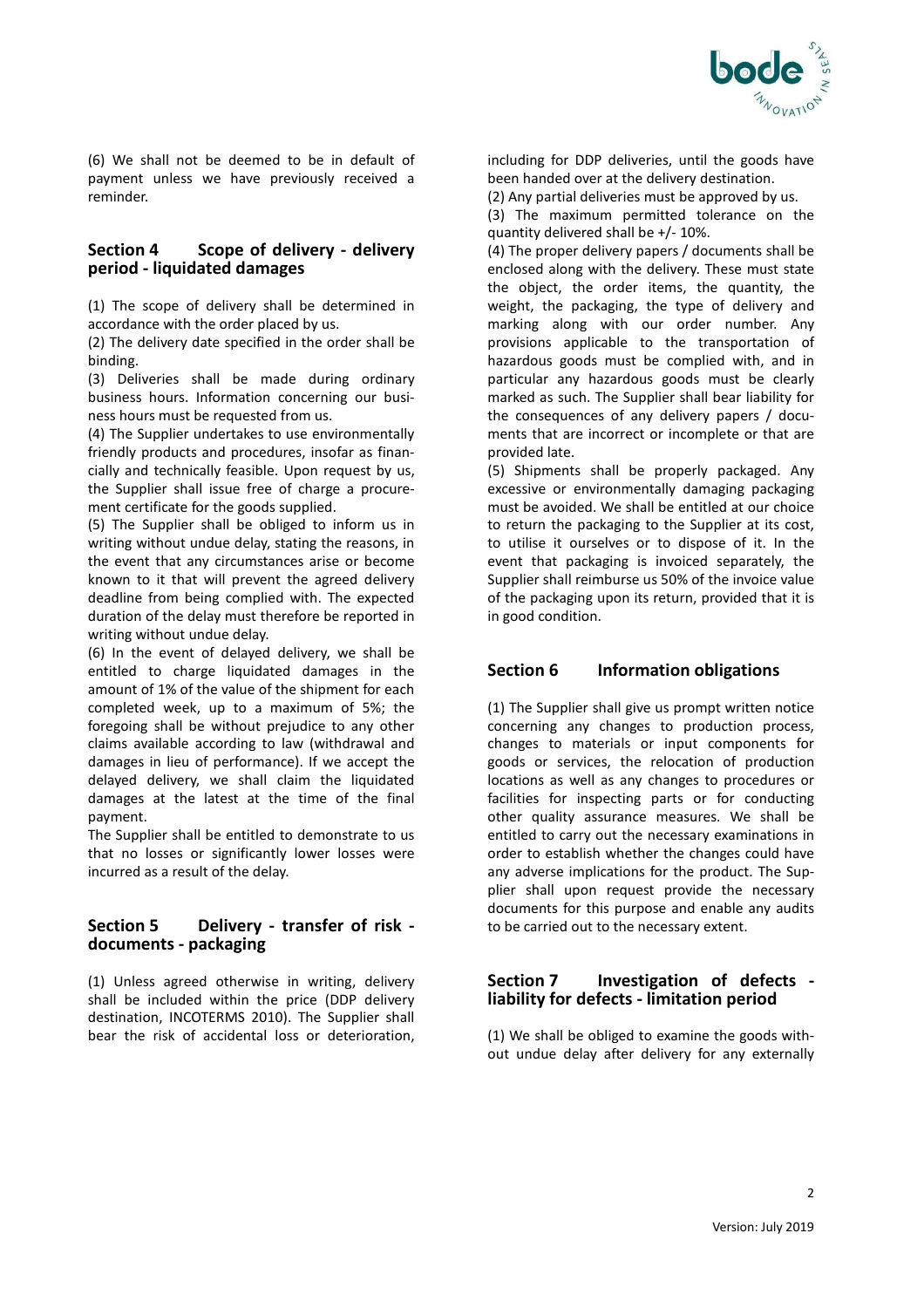(6) We shall not be deemed to be in default of payment unless we have previously received a reminder.

## Section 4 Scope of delivery - delivery period - liquidated damages

(1) The scope of delivery shall be determined in accordance with the order placed by us.

(2) The delivery date specified in the order shall be binding.

(3) Deliveries shall be made during ordinary business hours. Information concerning our business hours must be requested from us.

(4) The Supplier undertakes to use environmentally friendly products and procedures, insofar as financially and technically feasible. Upon request by us, the Supplier shall issue free of charge a procurement certificate for the goods supplied.

(5) The Supplier shall be obliged to inform us in writing without undue delay, stating the reasons, in the event that any circumstances arise or become known to it that will prevent the agreed delivery deadline from being complied with. The expected duration of the delay must therefore be reported in writing without undue delay.

(6) In the event of delayed delivery, we shall be entitled to charge liquidated damages in the amount of 1% of the value of the shipment for each completed week, up to a maximum of 5%; the foregoing shall be without prejudice to any other claims available according to law (withdrawal and damages in lieu of performance). If we accept the delayed delivery, we shall claim the liquidated damages at the latest at the time of the final payment.

The Supplier shall be entitled to demonstrate to us that no losses or significantly lower losses were incurred as a result of the delay.

## Section 5 Delivery - transfer of risk - documents - packaging

(1) Unless agreed otherwise in writing, delivery shall be included within the price (DDP delivery destination, INCOTERMS 2010). The Supplier shall bear the risk of accidental loss or deterioration, including for DDP deliveries, until the goods have been handed over at the delivery destination.

(2) Any partial deliveries must be approved by us.

(3) The maximum permitted tolerance on the quantity delivered shall be +/- 10%.

(4) The proper delivery papers / documents shall be enclosed along with the delivery. These must state the object, the order items, the quantity, the weight, the packaging, the type of delivery and marking along with our order number. Any provisions applicable to the transportation of hazardous goods must be complied with, and in particular any hazardous goods must be clearly marked as such. The Supplier shall bear liability for the consequences of any delivery papers / documents that are incorrect or incomplete or that are provided late.

(5) Shipments shall be properly packaged. Any excessive or environmentally damaging packaging must be avoided. We shall be entitled at our choice to return the packaging to the Supplier at its cost, to utilise it ourselves or to dispose of it. In the event that packaging is invoiced separately, the Supplier shall reimburse us 50% of the invoice value of the packaging upon its return, provided that it is in good condition.

## Section 6 Information obligations

(1) The Supplier shall give us prompt written notice concerning any changes to production process, changes to materials or input components for goods or services, the relocation of production locations as well as any changes to procedures or facilities for inspecting parts or for conducting other quality assurance measures. We shall be entitled to carry out the necessary examinations in order to establish whether the changes could have any adverse implications for the product. The Supplier shall upon request provide the necessary documents for this purpose and enable any audits to be carried out to the necessary extent.

## Section 7 Investigation of defects - liability for defects - limitation period

(1) We shall be obliged to examine the goods without undue delay after delivery for any externally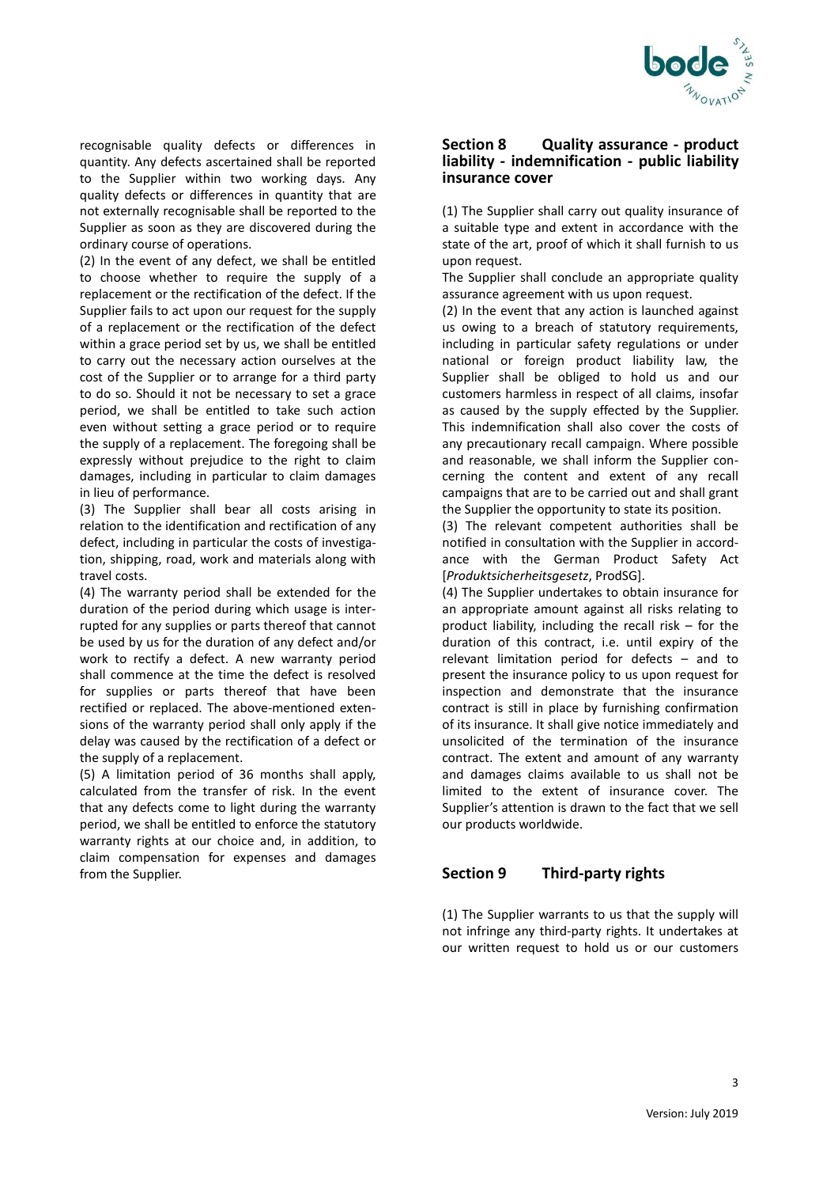recognisable quality defects or differences in quantity. Any defects ascertained shall be reported to the Supplier within two working days. Any quality defects or differences in quantity that are not externally recognisable shall be reported to the Supplier as soon as they are discovered during the ordinary course of operations.

(2) In the event of any defect, we shall be entitled to choose whether to require the supply of a replacement or the rectification of the defect. If the Supplier fails to act upon our request for the supply of a replacement or the rectification of the defect within a grace period set by us, we shall be entitled to carry out the necessary action ourselves at the cost of the Supplier or to arrange for a third party to do so. Should it not be necessary to set a grace period, we shall be entitled to take such action even without setting a grace period or to require the supply of a replacement. The foregoing shall be expressly without prejudice to the right to claim damages, including in particular to claim damages in lieu of performance.

(3) The Supplier shall bear all costs arising in relation to the identification and rectification of any defect, including in particular the costs of investigation, shipping, road, work and materials along with travel costs.

(4) The warranty period shall be extended for the duration of the period during which usage is interrupted for any supplies or parts thereof that cannot be used by us for the duration of any defect and/or work to rectify a defect. A new warranty period shall commence at the time the defect is resolved for supplies or parts thereof that have been rectified or replaced. The above-mentioned extensions of the warranty period shall only apply if the delay was caused by the rectification of a defect or the supply of a replacement.

(5) A limitation period of 36 months shall apply, calculated from the transfer of risk. In the event that any defects come to light during the warranty period, we shall be entitled to enforce the statutory warranty rights at our choice and, in addition, to claim compensation for expenses and damages from the Supplier.

## Section 8 Quality assurance - product liability - indemnification - public liability insurance cover

(1) The Supplier shall carry out quality insurance of a suitable type and extent in accordance with the state of the art, proof of which it shall furnish to us upon request.

The Supplier shall conclude an appropriate quality assurance agreement with us upon request.

(2) In the event that any action is launched against us owing to a breach of statutory requirements, including in particular safety regulations or under national or foreign product liability law, the Supplier shall be obliged to hold us and our customers harmless in respect of all claims, insofar as caused by the supply effected by the Supplier. This indemnification shall also cover the costs of any precautionary recall campaign. Where possible and reasonable, we shall inform the Supplier concerning the content and extent of any recall campaigns that are to be carried out and shall grant the Supplier the opportunity to state its position.

(3) The relevant competent authorities shall be notified in consultation with the Supplier in accordance with the German Product Safety Act [*Produktsicherheitsgesetz*, ProdSG].

(4) The Supplier undertakes to obtain insurance for an appropriate amount against all risks relating to product liability, including the recall risk – for the duration of this contract, i.e. until expiry of the relevant limitation period for defects – and to present the insurance policy to us upon request for inspection and demonstrate that the insurance contract is still in place by furnishing confirmation of its insurance. It shall give notice immediately and unsolicited of the termination of the insurance contract. The extent and amount of any warranty and damages claims available to us shall not be limited to the extent of insurance cover. The Supplier's attention is drawn to the fact that we sell our products worldwide.

## Section 9 Third-party rights

(1) The Supplier warrants to us that the supply will not infringe any third-party rights. It undertakes at our written request to hold us or our customers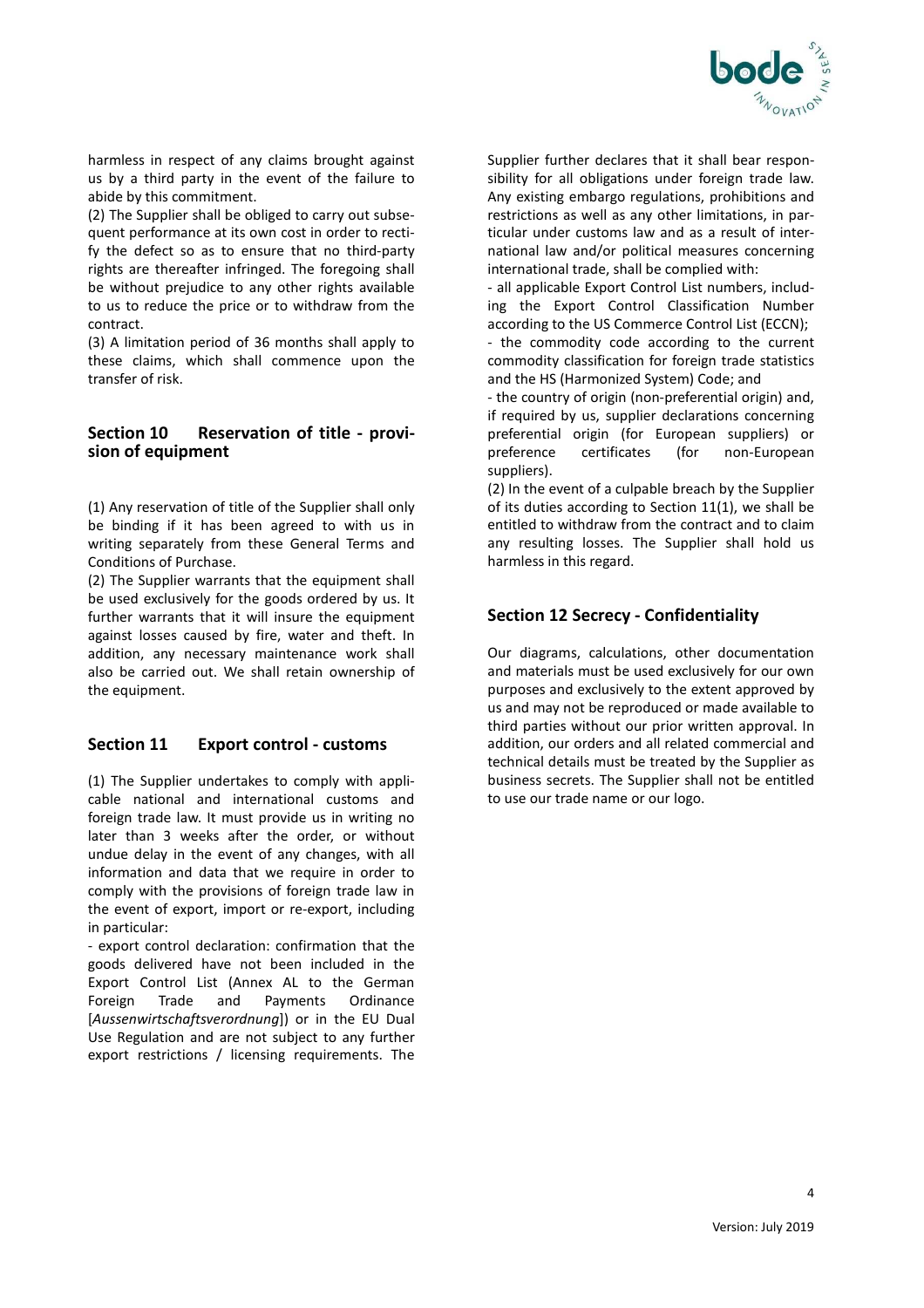harmless in respect of any claims brought against us by a third party in the event of the failure to abide by this commitment.

(2) The Supplier shall be obliged to carry out subsequent performance at its own cost in order to rectify the defect so as to ensure that no third-party rights are thereafter infringed. The foregoing shall be without prejudice to any other rights available to us to reduce the price or to withdraw from the contract.

(3) A limitation period of 36 months shall apply to these claims, which shall commence upon the transfer of risk.

## Section 10 Reservation of title - provision of equipment

(1) Any reservation of title of the Supplier shall only be binding if it has been agreed to with us in writing separately from these General Terms and Conditions of Purchase.

(2) The Supplier warrants that the equipment shall be used exclusively for the goods ordered by us. It further warrants that it will insure the equipment against losses caused by fire, water and theft. In addition, any necessary maintenance work shall also be carried out. We shall retain ownership of the equipment.

## Section 11 Export control - customs

(1) The Supplier undertakes to comply with applicable national and international customs and foreign trade law. It must provide us in writing no later than 3 weeks after the order, or without undue delay in the event of any changes, with all information and data that we require in order to comply with the provisions of foreign trade law in the event of export, import or re-export, including in particular:

- export control declaration: confirmation that the goods delivered have not been included in the Export Control List (Annex AL to the German Foreign Trade and Payments Ordinance [*Aussenwirtschaftsverordnung*]) or in the EU Dual Use Regulation and are not subject to any further export restrictions / licensing requirements. The Supplier further declares that it shall bear responsibility for all obligations under foreign trade law. Any existing embargo regulations, prohibitions and restrictions as well as any other limitations, in particular under customs law and as a result of international law and/or political measures concerning international trade, shall be complied with:
- all applicable Export Control List numbers, including the Export Control Classification Number according to the US Commerce Control List (ECCN);
- the commodity code according to the current commodity classification for foreign trade statistics and the HS (Harmonized System) Code; and
- the country of origin (non-preferential origin) and, if required by us, supplier declarations concerning preferential origin (for European suppliers) or preference certificates (for non-European suppliers).

(2) In the event of a culpable breach by the Supplier of its duties according to Section 11(1), we shall be entitled to withdraw from the contract and to claim any resulting losses. The Supplier shall hold us harmless in this regard.

## Section 12 Secrecy - Confidentiality

Our diagrams, calculations, other documentation and materials must be used exclusively for our own purposes and exclusively to the extent approved by us and may not be reproduced or made available to third parties without our prior written approval. In addition, our orders and all related commercial and technical details must be treated by the Supplier as business secrets. The Supplier shall not be entitled to use our trade name or our logo.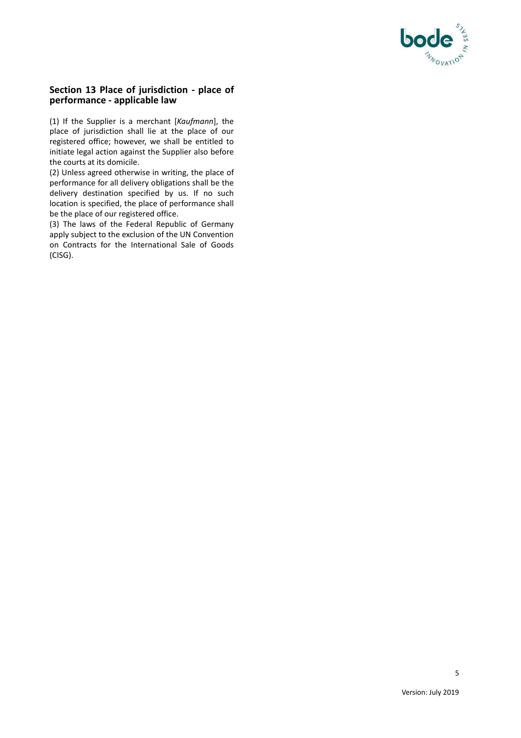## Section 13 Place of jurisdiction - place of performance - applicable law

(1) If the Supplier is a merchant [*Kaufmann*], the place of jurisdiction shall lie at the place of our registered office; however, we shall be entitled to initiate legal action against the Supplier also before the courts at its domicile.

(2) Unless agreed otherwise in writing, the place of performance for all delivery obligations shall be the delivery destination specified by us. If no such location is specified, the place of performance shall be the place of our registered office.

(3) The laws of the Federal Republic of Germany apply subject to the exclusion of the UN Convention on Contracts for the International Sale of Goods (CISG).